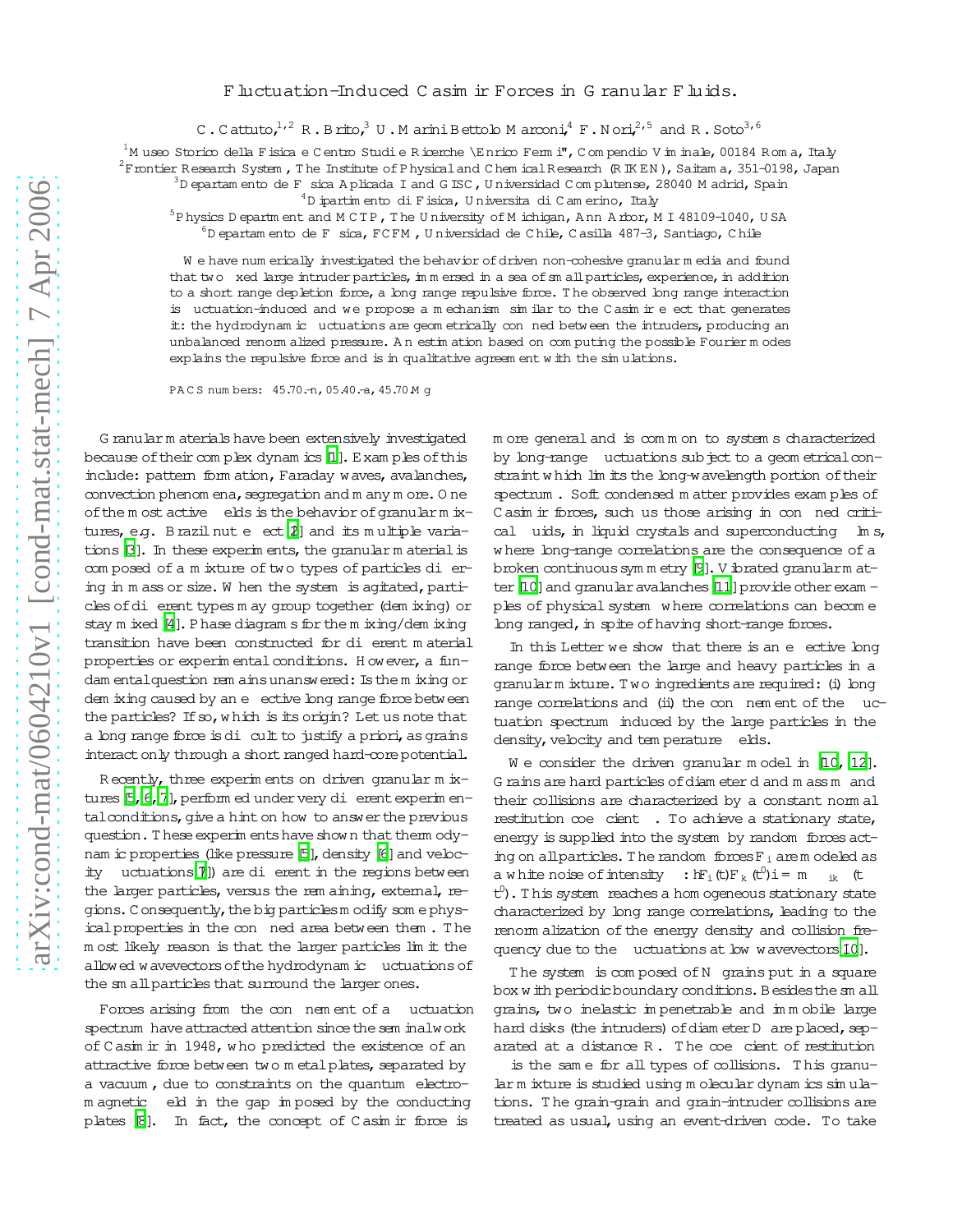# Fluctuation-Induced Casimir Forces in Granular Fluids.

C. Cattuto,[1,2] R. Brito,[3] U. Marini Bettolo Marconi,[4] F. Nori,[2,5] and R. Soto[3,6]

[1]Museo Storico della Fisica e Centro Studi e Ricerche "Enrico Fermi", Compendio Viminale, 00184 Roma, Italy
[2]Frontier Research System, The Institute of Physical and Chemical Research (RIKEN), Saitama, 351-0198, Japan
[3]Departamento de Física Aplicada I and GISC, Universidad Complutense, 28040 Madrid, Spain
[4]Dipartimento di Fisica, Università di Camerino, Italy
[5]Physics Department and MCTP, The University of Michigan, Ann Arbor, MI 48109-1040, USA
[6]Departamento de Física, FCFM, Universidad de Chile, Casilla 487-3, Santiago, Chile

We have numerically investigated the behavior of driven non-cohesive granular media and found that two fixed large intruder particles, immersed in a sea of small particles, experience, in addition to a short range depletion force, a long range repulsive force. The observed long range interaction is fluctuation-induced and we propose a mechanism similar to the Casimir effect that generates it: the hydrodynamic fluctuations are geometrically confined between the intruders, producing an unbalanced renormalized pressure. An estimation based on computing the possible Fourier modes explains the repulsive force and is in qualitative agreement with the simulations.

PACS numbers: 45.70.-n, 05.40.-a, 45.70.Mg

Granular materials have been extensively investigated because of their complex dynamics [1]. Examples of this include: pattern formation, Faraday waves, avalanches, convection phenomena, segregation and many more. One of the most active fields is the behavior of granular mixtures, e.g. Brazil nut effect [2] and its multiple variations [3]. In these experiments, the granular material is composed of a mixture of two types of particles differing in mass or size. When the system is agitated, particles of different types may group together (demixing) or stay mixed [4]. Phase diagrams for the mixing/demixing transition have been constructed for different material properties or experimental conditions. However, a fundamental question remains unanswered: Is the mixing or demixing caused by an effective long range force between the particles? If so, which is its origin? Let us note that a long range force is difficult to justify a priori, as grains interact only through a short ranged hard-core potential.

Recently, three experiments on driven granular mixtures [5, 6, 7], performed under very different experimental conditions, give a hint on how to answer the previous question. These experiments have shown that thermodynamic properties (like pressure [5], density [6] and velocity fluctuations [7]) are different in the regions between the larger particles, versus the remaining, external, regions. Consequently, the big particles modify some physical properties in the confined area between them. The most likely reason is that the larger particles limit the allowed wavevectors of the hydrodynamic fluctuations of the small particles that surround the larger ones.

Forces arising from the confinement of a fluctuation spectrum have attracted attention since the seminal work of Casimir in 1948, who predicted the existence of an attractive force between two metal plates, separated by a vacuum, due to constraints on the quantum electromagnetic field in the gap imposed by the conducting plates [8]. In fact, the concept of Casimir force is more general and is common to systems characterized by long-range fluctuations subject to a geometrical constraint which limits the long-wavelength portion of their spectrum. Soft condensed matter provides examples of Casimir forces, such as those arising in confined critical fluids, in liquid crystals and superconducting films, where long-range correlations are the consequence of a broken continuous symmetry [9]. Vibrated granular matter [10] and granular avalanches [11] provide other examples of physical systems where correlations can become long ranged, in spite of having short-range forces.

In this Letter we show that there is an effective long range force between the large and heavy particles in a granular mixture. Two ingredients are required: (i) long range correlations and (ii) the confinement of the fluctuation spectrum induced by the large particles in the density, velocity and temperature fields.

We consider the driven granular model in [10, 12]. Grains are hard particles of diameter $d$ and mass $m$ and their collisions are characterized by a constant normal restitution coefficient $\alpha$. To achieve a stationary state, energy is supplied into the system by random forces acting on all particles. The random forces $F_i$ are modeled as a white noise of intensity $\Gamma$: $\langle F_i(t) F_k(t')\rangle = m\Gamma\delta_{ik}\delta(t-t')$. This system reaches a homogeneous stationary state characterized by long range correlations, leading to the renormalization of the energy density and collision frequency due to the fluctuations at low wavevectors [10].

The system is composed of $N$ grains put in a square box with periodic boundary conditions. Besides the small grains, two inelastic impenetrable and immobile large hard disks (the intruders) of diameter $D$ are placed, separated at a distance $R$. The coefficient of restitution $\alpha$ is the same for all types of collisions. This granular mixture is studied using molecular dynamics simulations. The grain-grain and grain-intruder collisions are treated as usual, using an event-driven code. To take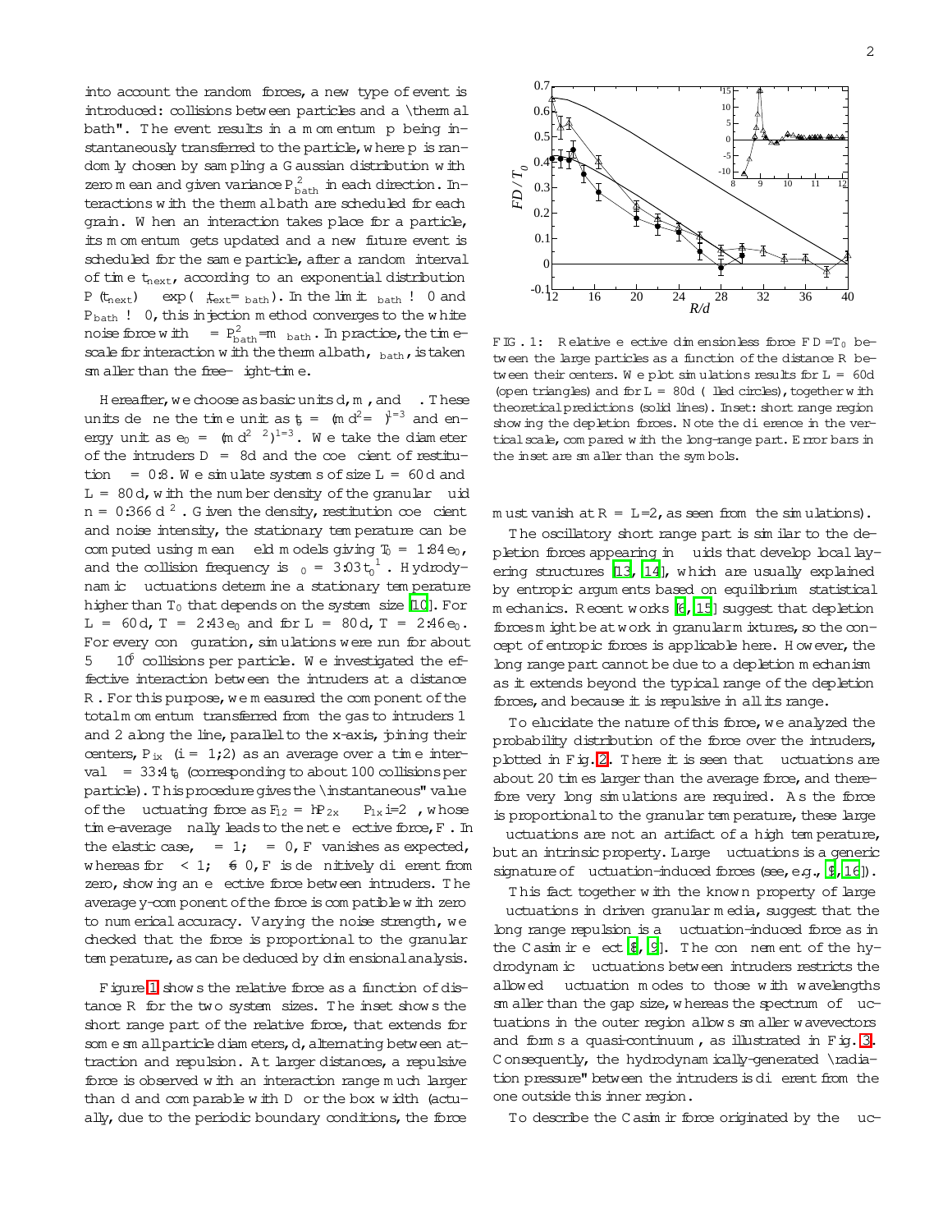into account the random forces, a new type of event is introduced: collisions between particles and a "thermal bath". The event results in a momentum $\Delta p$ being instantaneously transferred to the particle, where $\Delta p$ is randomly chosen by sampling a Gaussian distribution with zero mean and given variance $P^2_{bath}$ in each direction. Interactions with the thermal bath are scheduled for each grain. When an interaction takes place for a particle, its momentum gets updated and a new future event is scheduled for the same particle, after a random interval of time $t_{next}$, according to an exponential distribution $P(t_{next}) \sim \exp(-t_{next}/\tau_{bath})$. In the limit $\tau_{bath} \to 0$ and $P_{bath} \to 0$, this injection method converges to the white noise force with $\Gamma = P^2_{bath}/m\tau_{bath}$. In practice, the timescale for interaction with the thermal bath, $\tau_{bath}$, is taken smaller than the free-flight-time.

Hereafter, we choose as basic units $d$, $m$, and $\Gamma$. These units define the time unit as $t_0 = (m d^2/\Gamma)^{1/3}$ and energy unit as $e_0 = (m d^2 \Gamma^2)^{1/3}$. We take the diameter of the intruders $D = 8d$ and the coefficient of restitution $\alpha = 0.8$. We simulate systems of size $L = 60d$ and $L = 80d$, with the number density of the granular fluid $n = 0.366\, d^{-2}$. Given the density, restitution coefficient and noise intensity, the stationary temperature can be computed using mean field models giving $T_0 = 1.84\, e_0$, and the collision frequency is $\nu_0 = 3.03\, t_0^{-1}$. Hydrodynamic fluctuations determine a stationary temperature higher than $T_0$ that depends on the system size [10]. For $L = 60d$, $T = 2.43\, e_0$ and for $L = 80d$, $T = 2.46\, e_0$. For every configuration, simulations were run for about $5 \times 10^6$ collisions per particle. We investigated the effective interaction between the intruders at a distance $R$. For this purpose, we measured the component of the total momentum transferred from the gas to intruders 1 and 2 along the line, parallel to the x-axis, joining their centers, $P_{ix}$ ($i = 1, 2$) as an average over a time interval $\tau = 33.4\, t_0$ (corresponding to about 100 collisions per particle). This procedure gives the "instantaneous" value of the fluctuating force as $F_{12} = \langle P_{2x} - P_{1x} \rangle / 2\tau$, whose time-average finally leads to the net effective force, $F$. In the elastic case, $\alpha = 1$, $\Gamma = 0$, $F$ vanishes as expected, whereas for $\alpha < 1$, $\Gamma \neq 0$, $F$ is definitively different from zero, showing an effective force between intruders. The average y-component of the force is compatible with zero to numerical accuracy. Varying the noise strength, we checked that the force is proportional to the granular temperature, as can be deduced by dimensional analysis.

Figure 1 shows the relative force as a function of distance $R$ for the two system sizes. The inset shows the short range part of the relative force, that extends for some small particle diameters, $d$, alternating between attraction and repulsion. At larger distances, a repulsive force is observed with an interaction range much larger than $d$ and comparable with $D$ or the box width (actually, due to the periodic boundary conditions, the force must vanish at $R = L/2$, as seen from the simulations).

FIG. 1: Relative effective dimensionless force $FD/T_0$ between the large particles as a function of the distance $R$ between their centers. We plot simulations results for $L = 60d$ (open triangles) and for $L = 80d$ (filled circles), together with theoretical predictions (solid lines). Inset: short range region showing the depletion forces. Note the difference in the vertical scale, compared with the long-range part. Error bars in the inset are smaller than the symbols.

The oscillatory short range part is similar to the depletion forces appearing in fluids that develop local layering structures [13, 14], which are usually explained by entropic arguments based on equilibrium statistical mechanics. Recent works [6, 15] suggest that depletion forces might be at work in granular mixtures, so the concept of entropic forces is applicable here. However, the long range part cannot be due to a depletion mechanism as it extends beyond the typical range of the depletion forces, and because it is repulsive in all its range.

To elucidate the nature of this force, we analyzed the probability distribution of the force over the intruders, plotted in Fig. 2. There it is seen that fluctuations are about 20 times larger than the average force, and therefore very long simulations are required. As the force is proportional to the granular temperature, these large fluctuations are not an artifact of a high temperature, but an intrinsic property. Large fluctuations is a generic signature of fluctuation-induced forces (see, e.g., [9, 16]).

This fact together with the known property of large fluctuations in driven granular media, suggest that the long range repulsion is a fluctuation-induced force as in the Casimir effect [8, 9]. The confinement of the hydrodynamic fluctuations between intruders restricts the allowed fluctuation modes to those with wavelengths smaller than the gap size, whereas the spectrum of fluctuations in the outer region allows smaller wavevectors and forms a quasi-continuum, as illustrated in Fig. 3. Consequently, the hydrodynamically-generated "radiation pressure" between the intruders is different from the one outside this inner region.

To describe the Casimir force originated by the fluc-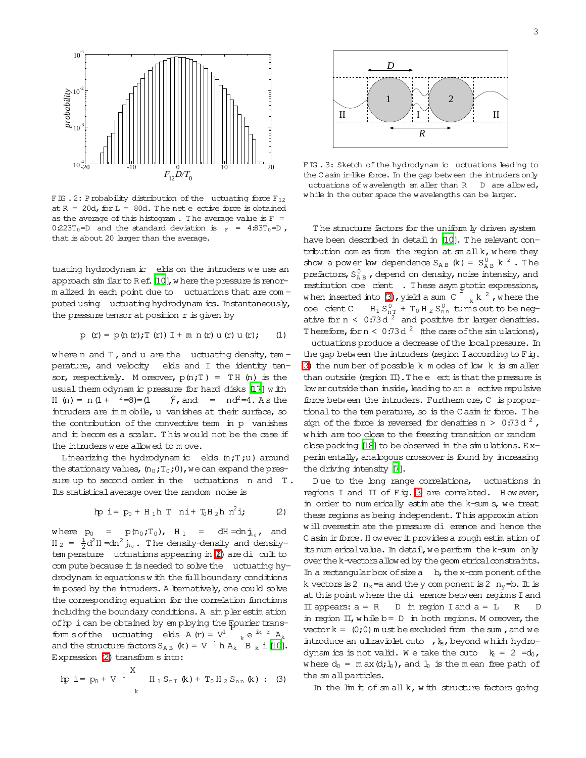FIG. 2: Probability distribution of the fluctuating force $F_{12}$ at $R = 20d$, for $L = 80d$. The net effective force is obtained as the average of this histogram. The average value is $F = 0.223 T_0/D$ and the standard deviation is $\sigma_F = 4.83 T_0/D$, that is about 20 larger than the average.

FIG. 3: Sketch of the hydrodynamic fluctuations leading to the Casimir-like force. In the gap between the intruders only fluctuations of wavelength smaller than $R - D$ are allowed, while in the outer space the wavelengths can be larger.

tuating hydrodynamic fields on the intruders we use an approach similar to Ref. [10], where the pressure is renormalized in each point due to fluctuations that are computed using fluctuating hydrodynamics. Instantaneously, the pressure tensor at position $\mathbf{r}$ is given by

$$\mathbf{p}(\mathbf{r}) = p(n(\mathbf{r}), T(\mathbf{r}))\,\mathbf{I} + m\,n(\mathbf{r})\,\mathbf{u}(\mathbf{r})\,\mathbf{u}(\mathbf{r}), \qquad (1)$$

where $n$ and $T$, and $\mathbf{u}$ are the fluctuating density, temperature, and velocity fields and $\mathbf{I}$ the identity tensor, respectively. Moreover, $p(n,T) = TH(n)$ is the usual thermodynamic pressure for hard disks [17] with $H(n) = n(1+\alpha^2/8)/(1-\nu)^2$, and $\nu = \pi n d^2/4$. As the intruders are immobile, $\mathbf{u}$ vanishes at their surface, so the contribution of the convective term in $\mathbf{p}$ vanishes and it becomes a scalar. This would not be the case if the intruders were allowed to move.

Linearizing the hydrodynamic fields $(n, T, \mathbf{u})$ around the stationary values, $(n_0, T_0, 0)$, we can expand the pressure up to second order in the fluctuations $\delta n$ and $\delta T$. Its statistical average over the random noise is

$$\langle p \rangle = p_0 + H_1 \langle \delta T\, \delta n \rangle + T_0 H_2 \langle \delta n^2 \rangle, \qquad (2)$$

where $p_0 = p(n_0, T_0)$, $H_1 = dH/dn|_{n_0}$, and $H_2 = \frac{1}{2} d^2H/dn^2|_{n_0}$. The density-density and density-temperature fluctuations appearing in (2) are difficult to compute because it is needed to solve the fluctuating hydrodynamic equations with the full boundary conditions imposed by the intruders. Alternatively, one could solve the corresponding equation for the correlation functions including the boundary conditions. A simpler estimation of $\langle p \rangle$ can be obtained by employing the Fourier transforms of the fluctuating fields $A(\mathbf{r}) = V^{-1}\sum_{\mathbf{k}} e^{i\mathbf{k}\cdot\mathbf{r}} A_{\mathbf{k}}$ and the structure factors $S_{AB}(\mathbf{k}) = V^{-1}\langle A_{\mathbf{k}} B_{-\mathbf{k}} \rangle$ [10]. Expression (2) transforms into:

$$\langle p \rangle = p_0 + V^{-1} \sum_{\mathbf{k}} \left[ H_1 S_{nT}(\mathbf{k}) + T_0 H_2 S_{nn}(\mathbf{k}) \right]. \qquad (3)$$

The structure factors for the uniformly driven system have been described in detail in [10]. The relevant contribution comes from the region at small $k$, where they show a power law dependence $S_{AB}(k) = S^0_{AB}\, k^{-2}$. The prefactors, $S^0_{AB}$, depend on density, noise intensity, and restitution coefficient $\alpha$. These asymptotic expressions, when inserted into (3), yield a sum $C\sum_k k^{-2}$, where the coefficient $C \propto H_1 S^0_{nT} + T_0 H_2 S^0_{nn}$ turns out to be negative for $n < 0.73 d^{-2}$ and positive for larger densities. Therefore, for $n < 0.73 d^{-2}$ (the case of the simulations), fluctuations produce a decrease of the local pressure. In the gap between the intruders (region I according to Fig. 3) the number of possible $k$ modes of low $k$ is smaller than outside (region II). The effect is that the pressure is lower outside than inside, leading to an effective repulsive force between the intruders. Furthermore, $C$ is proportional to the temperature, so is the Casimir force. The sign of the force is reversed for densities $n > 0.73 d^{-2}$, which are too close to the freezing transition or random close packing [18] to be observed in the simulations. Experimentally, analogous crossover is found by increasing the driving intensity [7].

Due to the long range correlations, fluctuations in regions I and II of Fig. 3 are correlated. However, in order to numerically estimate the $k$-sums, we treat these regions as being independent. This approximation will overestimate the pressure difference and hence the Casimir force. However it provides a rough estimation of its numerical value. In detail, we perform the $k$-sum only over the $k$-vectors allowed by the geometrical constraints. In a rectangular box of size $a \times b$, the $x$-component of the $k$ vectors is $2\pi n_x/a$ and the $y$ component is $2\pi n_y/b$. It is at this point where the difference between regions I and II appears: $a = R - D$ in region I and $a = L - R - D$ in region II, while $b = D$ in both regions. Moreover, the vector $\mathbf{k} = (0,0)$ must be excluded from the sum, and we introduce an ultraviolet cutoff, $k_c$, beyond which hydrodynamics is not valid. We take the cutoff $k_c = 2\pi/d_0$, where $d_0 = \max(d, l_0)$, and $l_0$ is the mean free path of the small particles.

In the limit of small $k$, with structure factors going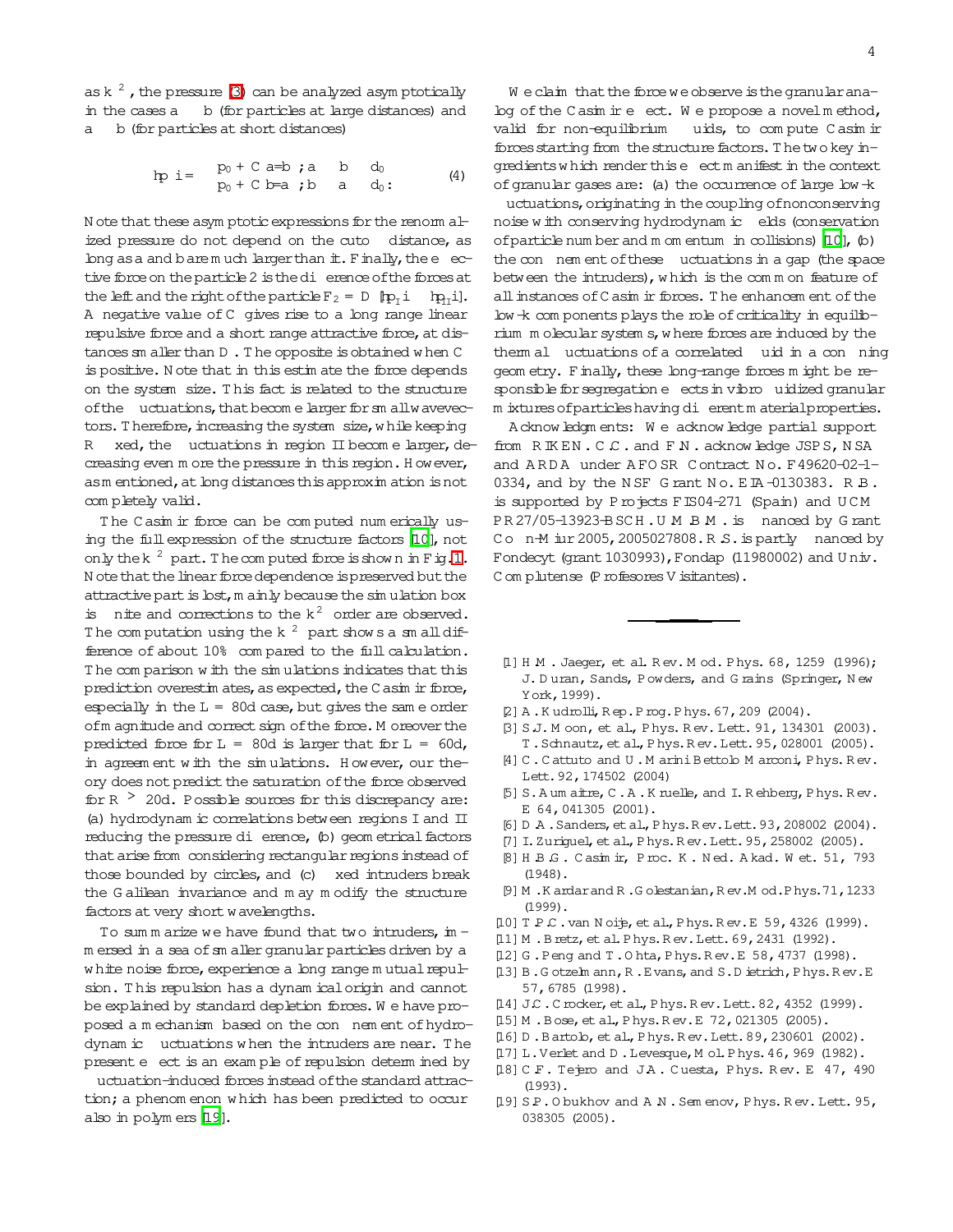as $k^{-2}$, the pressure (3) can be analyzed asymptotically in the cases $a \gg b$ (for particles at large distances) and $a \ll b$ (for particles at short distances)

$$\langle p\rangle = \begin{cases} p_0 + C\,a/b\,; & a \gg b \gg d_0 \\ p_0 + C\,b/a\,; & b \gg a \gg d_0 : \end{cases} \tag{4}$$

Note that these asymptotic expressions for the renormalized pressure do not depend on the cutoff distance, as long as $a$ and $b$ are much larger than it. Finally, the effective force on the particle 2 is the difference of the forces at the left and the right of the particle $F_2 = D\,[\langle p_I\rangle - \langle p_{II}\rangle]$. A negative value of $C$ gives rise to a long range linear repulsive force and a short range attractive force, at distances smaller than $D$. The opposite is obtained when $C$ is positive. Note that in this estimate the force depends on the system size. This fact is related to the structure of the fluctuations, that become larger for small wavevectors. Therefore, increasing the system size, while keeping $R$ fixed, the fluctuations in region II become larger, decreasing even more the pressure in this region. However, as mentioned, at long distances this approximation is not completely valid.

The Casimir force can be computed numerically using the full expression of the structure factors [10], not only the $k^{-2}$ part. The computed force is shown in Fig. 1. Note that the linear force dependence is preserved but the attractive part is lost, mainly because the simulation box is finite and corrections to the $k^{-2}$ order are observed. The computation using the $k^{-2}$ part shows a small difference of about 10% compared to the full calculation. The comparison with the simulations indicates that this prediction overestimates, as expected, the Casimir force, especially in the $L = 80d$ case, but gives the same order of magnitude and correct sign of the force. Moreover the predicted force for $L = 80d$ is larger that for $L = 60d$, in agreement with the simulations. However, our theory does not predict the saturation of the force observed for $R > 20d$. Possible sources for this discrepancy are: (a) hydrodynamic correlations between regions I and II reducing the pressure difference, (b) geometrical factors that arise from considering rectangular regions instead of those bounded by circles, and (c) fixed intruders break the Galilean invariance and may modify the structure factors at very short wavelengths.

To summarize we have found that two intruders, immersed in a sea of smaller granular particles driven by a white noise force, experience a long range mutual repulsion. This repulsion has a dynamical origin and cannot be explained by standard depletion forces. We have proposed a mechanism based on the confinement of hydrodynamic fluctuations when the intruders are near. The present effect is an example of repulsion determined by fluctuation-induced forces instead of the standard attraction; a phenomenon which has been predicted to occur also in polymers [19].

We claim that the force we observe is the granular analog of the Casimir effect. We propose a novel method, valid for non-equilibrium fluids, to compute Casimir forces starting from the structure factors. The two key ingredients which render this effect manifest in the context of granular gases are: (a) the occurrence of large low-$k$ fluctuations, originating in the coupling of nonconserving noise with conserving hydrodynamic fields (conservation of particle number and momentum in collisions) [10], (b) the confinement of these fluctuations in a gap (the space between the intruders), which is the common feature of all instances of Casimir forces. The enhancement of the low-$k$ components plays the role of criticality in equilibrium molecular systems, where forces are induced by the thermal fluctuations of a correlated fluid in a confining geometry. Finally, these long-range forces might be responsible for segregation effects in vibrofluidized granular mixtures of particles having different material properties.

Acknowledgments: We acknowledge partial support from RIKEN. C.C. and F.N. acknowledge JSPS, NSA and ARDA under AFOSR Contract No. F49620-02-1-0334, and by the NSF Grant No. EIA-0130383. R.B. is supported by Projects FIS04-271 (Spain) and UCM PR27/05-13923-BSCH. U.M.B.M. is financed by Grant Cofin-Miur 2005, 2005027808. R.S. is partly financed by Fondecyt (grant 1030993), Fondap (11980002) and Univ. Complutense (Profesores Visitantes).

---

[1] H.M. Jaeger, et al. Rev. Mod. Phys. 68, 1259 (1996); J. Duran, Sands, Powders, and Grains (Springer, New York, 1999).

[2] A. Kudrolli, Rep. Prog. Phys. 67, 209 (2004).

[3] S.J. Moon, et al., Phys. Rev. Lett. 91, 134301 (2003). T. Schnautz, et al., Phys. Rev. Lett. 95, 028001 (2005).

[4] C. Cattuto and U. Marini Bettolo Marconi, Phys. Rev. Lett. 92, 174502 (2004)

[5] S. Aumaitre, C.A. Kruelle, and I. Rehberg, Phys. Rev. E 64, 041305 (2001).

[6] D.A. Sanders, et al., Phys. Rev. Lett. 93, 208002 (2004).

[7] I. Zuriguel, et al., Phys. Rev. Lett. 95, 258002 (2005).

[8] H.B.G. Casimir, Proc. K. Ned. Akad. Wet. 51, 793 (1948).

[9] M. Kardar and R. Golestanian, Rev. Mod. Phys. 71, 1233 (1999).

[10] T.P.C. van Noije, et al., Phys. Rev. E 59, 4326 (1999).

[11] M. Bretz, et al. Phys. Rev. Lett. 69, 2431 (1992).

[12] G. Peng and T. Ohta, Phys. Rev. E 58, 4737 (1998).

[13] B. Gotzelmann, R. Evans, and S. Dietrich, Phys. Rev. E 57, 6785 (1998).

[14] J.C. Crocker, et al., Phys. Rev. Lett. 82, 4352 (1999).

[15] M. Bose, et al., Phys. Rev. E 72, 021305 (2005).

[16] D. Bartolo, et al., Phys. Rev. Lett. 89, 230601 (2002).

[17] L. Verlet and D. Levesque, Mol. Phys. 46, 969 (1982).

[18] C.F. Tejero and J.A. Cuesta, Phys. Rev. E 47, 490 (1993).

[19] S.P. Obukhov and A.N. Semenov, Phys. Rev. Lett. 95, 038305 (2005).